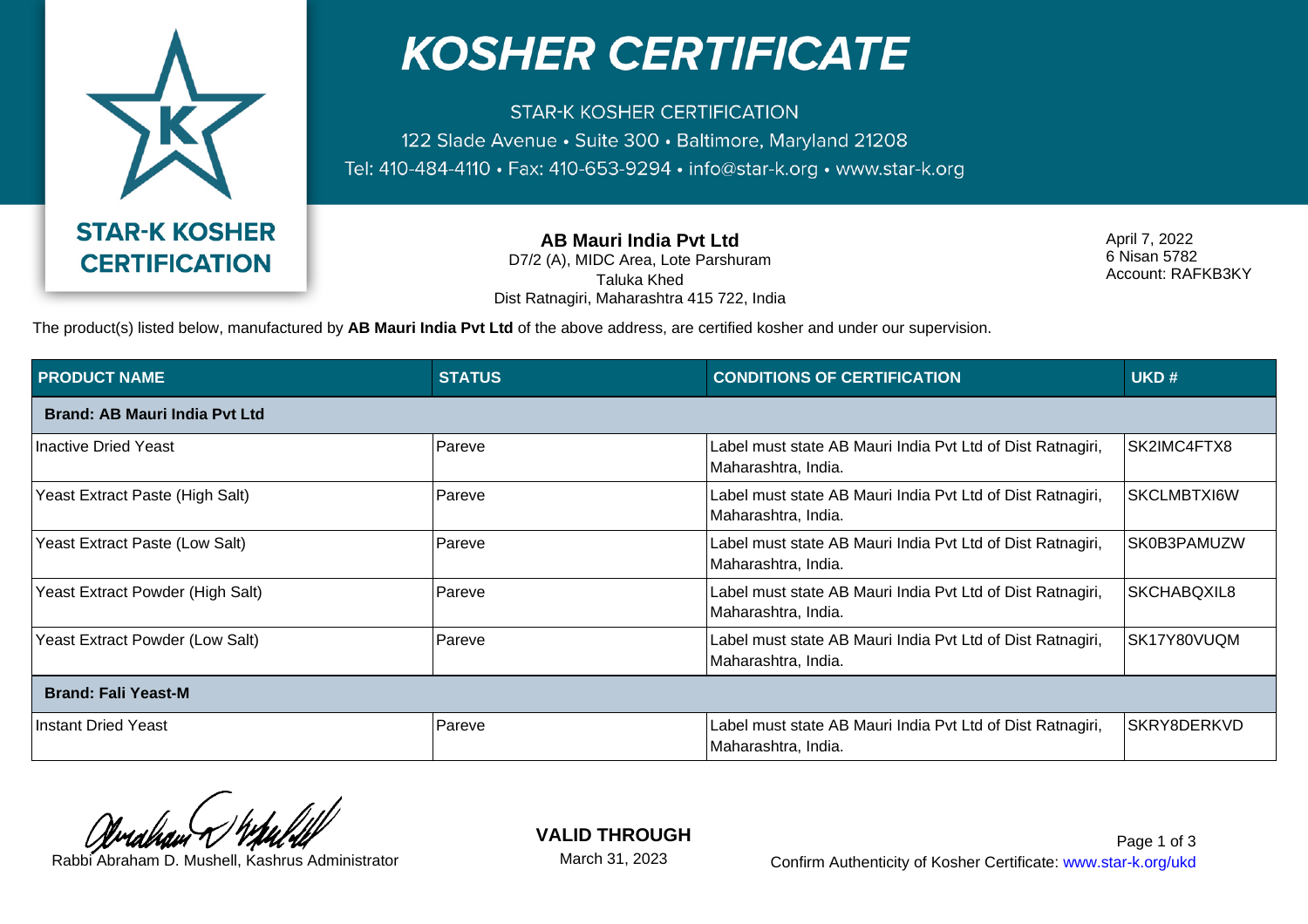# KOSHER CERTIFICATE

STAR-K KOSHER CERTIFICATION
122 Slade Avenue • Suite 300 • Baltimore, Maryland 21208
Tel: 410-484-4110 • Fax: 410-653-9294 • info@star-k.org • www.star-k.org

**STAR-K KOSHER CERTIFICATION**

**AB Mauri India Pvt Ltd**
D7/2 (A), MIDC Area, Lote Parshuram
Taluka Khed
Dist Ratnagiri, Maharashtra 415 722, India

April 7, 2022
6 Nisan 5782
Account: RAFKB3KY

The product(s) listed below, manufactured by **AB Mauri India Pvt Ltd** of the above address, are certified kosher and under our supervision.

| PRODUCT NAME | STATUS | CONDITIONS OF CERTIFICATION | UKD # |
|---|---|---|---|
| **Brand: AB Mauri India Pvt Ltd** | | | |
| Inactive Dried Yeast | Pareve | Label must state AB Mauri India Pvt Ltd of Dist Ratnagiri, Maharashtra, India. | SK2IMC4FTX8 |
| Yeast Extract Paste (High Salt) | Pareve | Label must state AB Mauri India Pvt Ltd of Dist Ratnagiri, Maharashtra, India. | SKCLMBTXI6W |
| Yeast Extract Paste (Low Salt) | Pareve | Label must state AB Mauri India Pvt Ltd of Dist Ratnagiri, Maharashtra, India. | SK0B3PAMUZW |
| Yeast Extract Powder (High Salt) | Pareve | Label must state AB Mauri India Pvt Ltd of Dist Ratnagiri, Maharashtra, India. | SKCHABQXIL8 |
| Yeast Extract Powder (Low Salt) | Pareve | Label must state AB Mauri India Pvt Ltd of Dist Ratnagiri, Maharashtra, India. | SK17Y80VUQM |
| **Brand: Fali Yeast-M** | | | |
| Instant Dried Yeast | Pareve | Label must state AB Mauri India Pvt Ltd of Dist Ratnagiri, Maharashtra, India. | SKRY8DERKVD |

Rabbi Abraham D. Mushell, Kashrus Administrator

**VALID THROUGH**
March 31, 2023

Confirm Authenticity of Kosher Certificate: www.star-k.org/ukd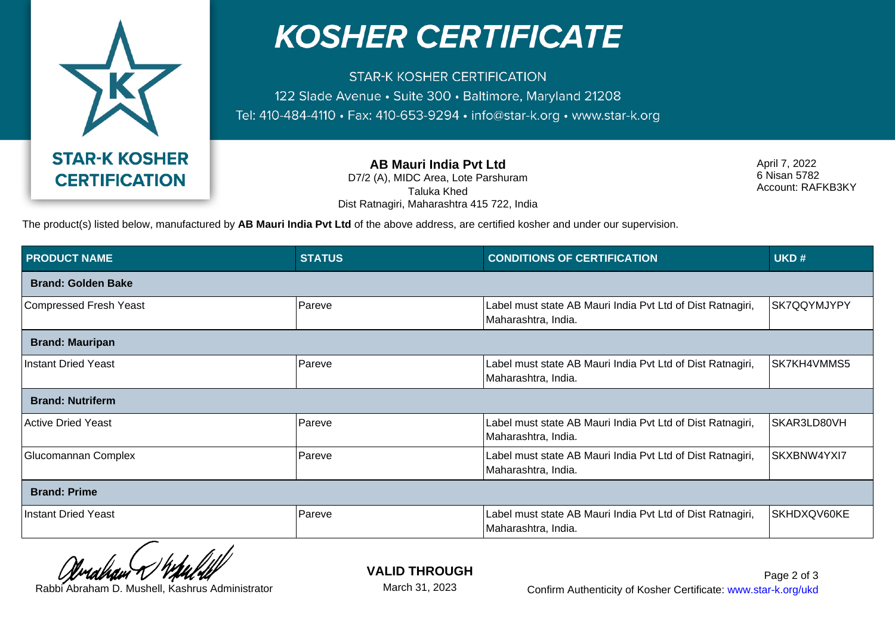# KOSHER CERTIFICATE

STAR-K KOSHER CERTIFICATION
122 Slade Avenue • Suite 300 • Baltimore, Maryland 21208
Tel: 410-484-4110 • Fax: 410-653-9294 • info@star-k.org • www.star-k.org

**STAR-K KOSHER CERTIFICATION**

**AB Mauri India Pvt Ltd**
D7/2 (A), MIDC Area, Lote Parshuram
Taluka Khed
Dist Ratnagiri, Maharashtra 415 722, India

April 7, 2022
6 Nisan 5782
Account: RAFKB3KY

The product(s) listed below, manufactured by **AB Mauri India Pvt Ltd** of the above address, are certified kosher and under our supervision.

| PRODUCT NAME | STATUS | CONDITIONS OF CERTIFICATION | UKD # |
|---|---|---|---|
| **Brand: Golden Bake** | | | |
| Compressed Fresh Yeast | Pareve | Label must state AB Mauri India Pvt Ltd of Dist Ratnagiri, Maharashtra, India. | SK7QQYMJYPY |
| **Brand: Mauripan** | | | |
| Instant Dried Yeast | Pareve | Label must state AB Mauri India Pvt Ltd of Dist Ratnagiri, Maharashtra, India. | SK7KH4VMMS5 |
| **Brand: Nutriferm** | | | |
| Active Dried Yeast | Pareve | Label must state AB Mauri India Pvt Ltd of Dist Ratnagiri, Maharashtra, India. | SKAR3LD80VH |
| Glucomannan Complex | Pareve | Label must state AB Mauri India Pvt Ltd of Dist Ratnagiri, Maharashtra, India. | SKXBNW4YXI7 |
| **Brand: Prime** | | | |
| Instant Dried Yeast | Pareve | Label must state AB Mauri India Pvt Ltd of Dist Ratnagiri, Maharashtra, India. | SKHDXQV60KE |

Rabbi Abraham D. Mushell, Kashrus Administrator

**VALID THROUGH**
March 31, 2023

Confirm Authenticity of Kosher Certificate: www.star-k.org/ukd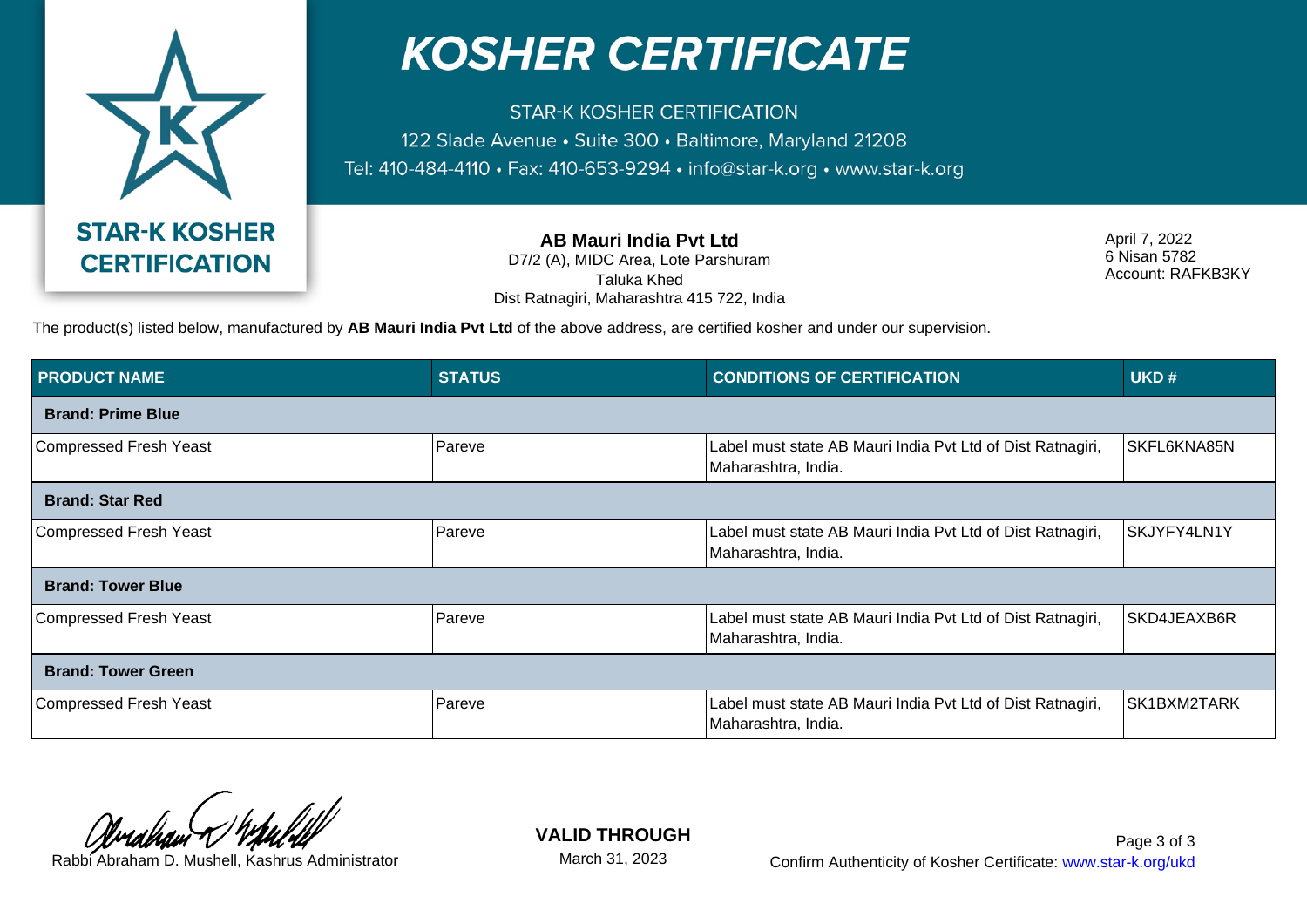# KOSHER CERTIFICATE

STAR-K KOSHER CERTIFICATION
122 Slade Avenue • Suite 300 • Baltimore, Maryland 21208
Tel: 410-484-4110 • Fax: 410-653-9294 • info@star-k.org • www.star-k.org

STAR-K KOSHER CERTIFICATION

**AB Mauri India Pvt Ltd**
D7/2 (A), MIDC Area, Lote Parshuram
Taluka Khed
Dist Ratnagiri, Maharashtra 415 722, India

April 7, 2022
6 Nisan 5782
Account: RAFKB3KY

The product(s) listed below, manufactured by **AB Mauri India Pvt Ltd** of the above address, are certified kosher and under our supervision.

| PRODUCT NAME | STATUS | CONDITIONS OF CERTIFICATION | UKD # |
|---|---|---|---|
| **Brand: Prime Blue** | | | |
| Compressed Fresh Yeast | Pareve | Label must state AB Mauri India Pvt Ltd of Dist Ratnagiri, Maharashtra, India. | SKFL6KNA85N |
| **Brand: Star Red** | | | |
| Compressed Fresh Yeast | Pareve | Label must state AB Mauri India Pvt Ltd of Dist Ratnagiri, Maharashtra, India. | SKJYFY4LN1Y |
| **Brand: Tower Blue** | | | |
| Compressed Fresh Yeast | Pareve | Label must state AB Mauri India Pvt Ltd of Dist Ratnagiri, Maharashtra, India. | SKD4JEAXB6R |
| **Brand: Tower Green** | | | |
| Compressed Fresh Yeast | Pareve | Label must state AB Mauri India Pvt Ltd of Dist Ratnagiri, Maharashtra, India. | SK1BXM2TARK |

Rabbi Abraham D. Mushell, Kashrus Administrator

**VALID THROUGH**
March 31, 2023

Confirm Authenticity of Kosher Certificate: www.star-k.org/ukd